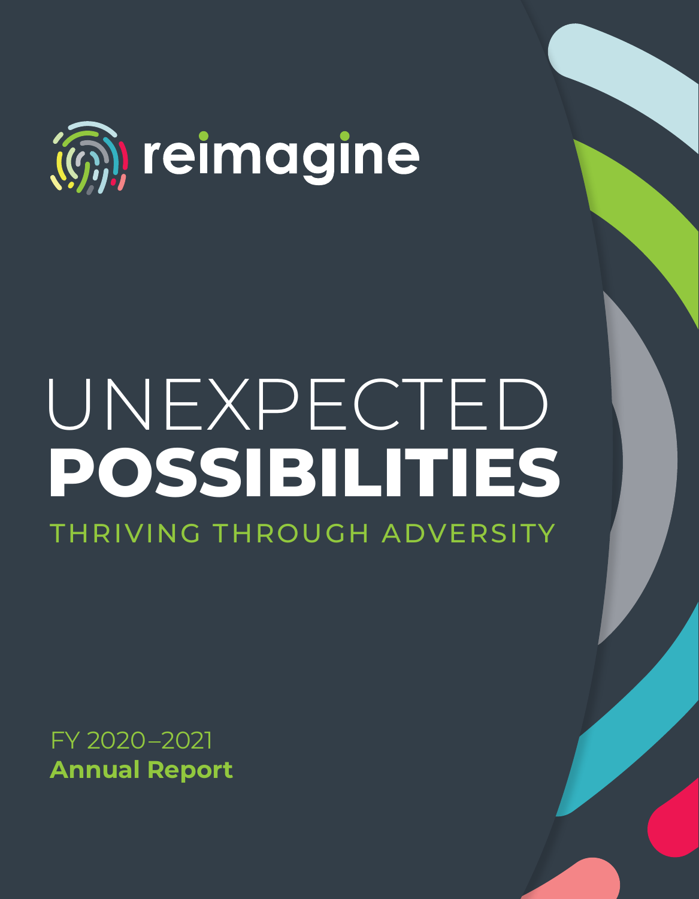reimagine

# UNEXPECTED **POSSIBILITIES**

## THRIVING THROUGH ADVERSITY

FY 2020–2021
**Annual Report**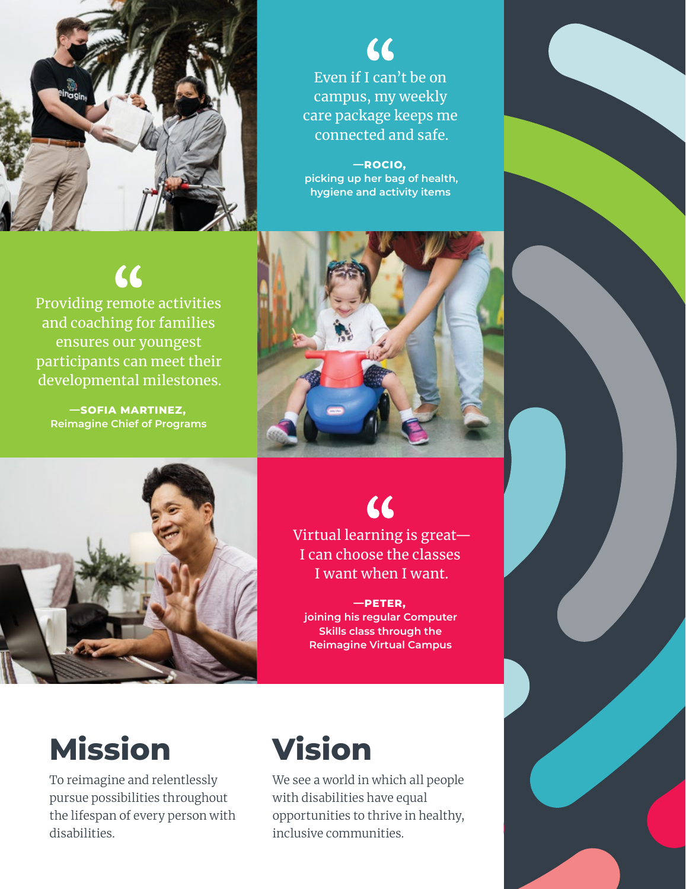> Even if I can't be on campus, my weekly care package keeps me connected and safe.

**—ROCIO,**
picking up her bag of health, hygiene and activity items

> Providing remote activities and coaching for families ensures our youngest participants can meet their developmental milestones.

**—SOFIA MARTINEZ,**
Reimagine Chief of Programs

> Virtual learning is great—I can choose the classes I want when I want.

**—PETER,**
joining his regular Computer Skills class through the Reimagine Virtual Campus

# Mission

To reimagine and relentlessly pursue possibilities throughout the lifespan of every person with disabilities.

# Vision

We see a world in which all people with disabilities have equal opportunities to thrive in healthy, inclusive communities.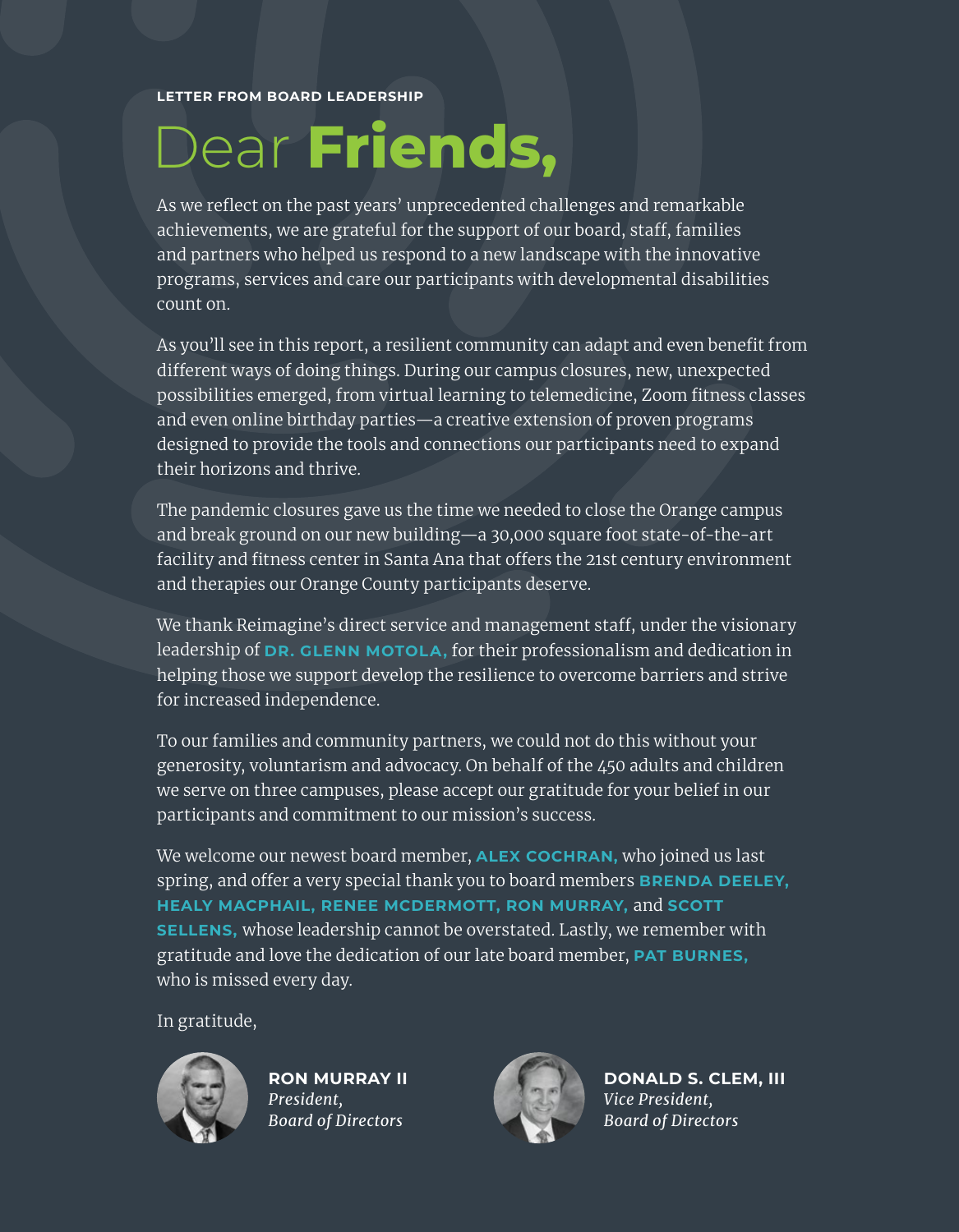LETTER FROM BOARD LEADERSHIP

# Dear **Friends,**

As we reflect on the past years' unprecedented challenges and remarkable achievements, we are grateful for the support of our board, staff, families and partners who helped us respond to a new landscape with the innovative programs, services and care our participants with developmental disabilities count on.

As you'll see in this report, a resilient community can adapt and even benefit from different ways of doing things. During our campus closures, new, unexpected possibilities emerged, from virtual learning to telemedicine, Zoom fitness classes and even online birthday parties—a creative extension of proven programs designed to provide the tools and connections our participants need to expand their horizons and thrive.

The pandemic closures gave us the time we needed to close the Orange campus and break ground on our new building—a 30,000 square foot state-of-the-art facility and fitness center in Santa Ana that offers the 21st century environment and therapies our Orange County participants deserve.

We thank Reimagine's direct service and management staff, under the visionary leadership of **DR. GLENN MOTOLA,** for their professionalism and dedication in helping those we support develop the resilience to overcome barriers and strive for increased independence.

To our families and community partners, we could not do this without your generosity, voluntarism and advocacy. On behalf of the 450 adults and children we serve on three campuses, please accept our gratitude for your belief in our participants and commitment to our mission's success.

We welcome our newest board member, **ALEX COCHRAN,** who joined us last spring, and offer a very special thank you to board members **BRENDA DEELEY, HEALY MACPHAIL, RENEE MCDERMOTT, RON MURRAY,** and **SCOTT SELLENS,** whose leadership cannot be overstated. Lastly, we remember with gratitude and love the dedication of our late board member, **PAT BURNES,** who is missed every day.

In gratitude,

**RON MURRAY II**
*President,*
*Board of Directors*

**DONALD S. CLEM, III**
*Vice President,*
*Board of Directors*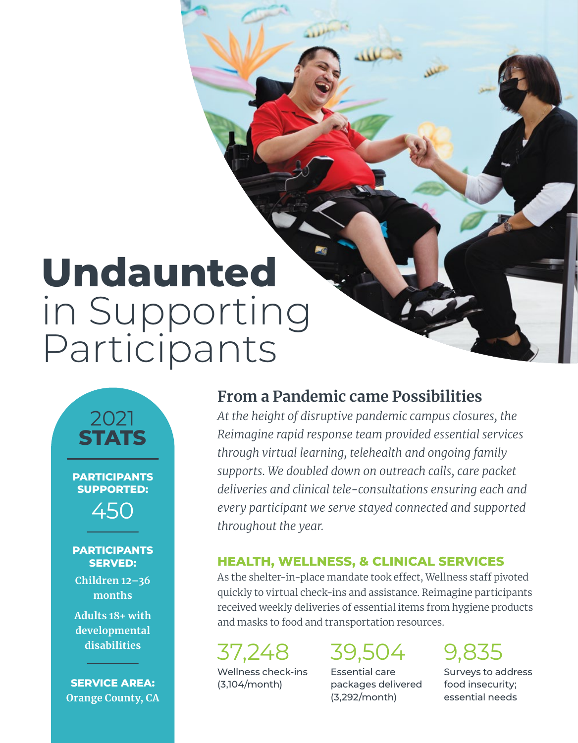# **Undaunted** in Supporting Participants

## 2021 **STATS**

**PARTICIPANTS SUPPORTED:**

450

**PARTICIPANTS SERVED:**

Children 12–36 months

Adults 18+ with developmental disabilities

**SERVICE AREA:**
Orange County, CA

## From a Pandemic came Possibilities

*At the height of disruptive pandemic campus closures, the Reimagine rapid response team provided essential services through virtual learning, telehealth and ongoing family supports. We doubled down on outreach calls, care packet deliveries and clinical tele-consultations ensuring each and every participant we serve stayed connected and supported throughout the year.*

### HEALTH, WELLNESS, & CLINICAL SERVICES

As the shelter-in-place mandate took effect, Wellness staff pivoted quickly to virtual check-ins and assistance. Reimagine participants received weekly deliveries of essential items from hygiene products and masks to food and transportation resources.

37,248
Wellness check-ins (3,104/month)

39,504
Essential care packages delivered (3,292/month)

9,835
Surveys to address food insecurity; essential needs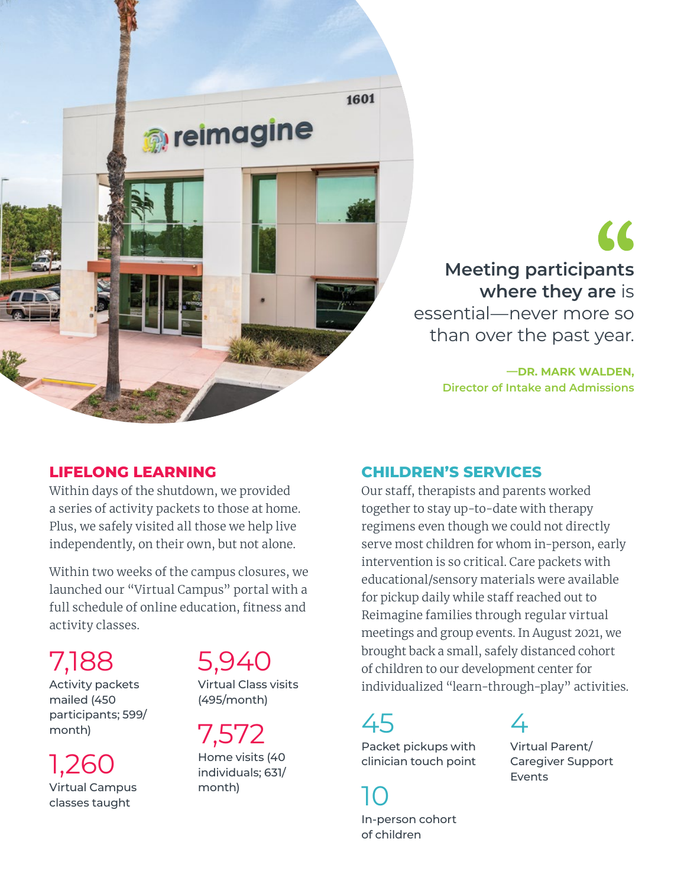> **Meeting participants where they are** is essential—never more so than over the past year.
>
> —DR. MARK WALDEN, Director of Intake and Admissions

## LIFELONG LEARNING

Within days of the shutdown, we provided a series of activity packets to those at home. Plus, we safely visited all those we help live independently, on their own, but not alone.

Within two weeks of the campus closures, we launched our "Virtual Campus" portal with a full schedule of online education, fitness and activity classes.

**7,188**
Activity packets mailed (450 participants; 599/month)

**1,260**
Virtual Campus classes taught

**5,940**
Virtual Class visits (495/month)

**7,572**
Home visits (40 individuals; 631/month)

## CHILDREN'S SERVICES

Our staff, therapists and parents worked together to stay up-to-date with therapy regimens even though we could not directly serve most children for whom in-person, early intervention is so critical. Care packets with educational/sensory materials were available for pickup daily while staff reached out to Reimagine families through regular virtual meetings and group events. In August 2021, we brought back a small, safely distanced cohort of children to our development center for individualized "learn-through-play" activities.

**45**
Packet pickups with clinician touch point

**10**
In-person cohort of children

**4**
Virtual Parent/Caregiver Support Events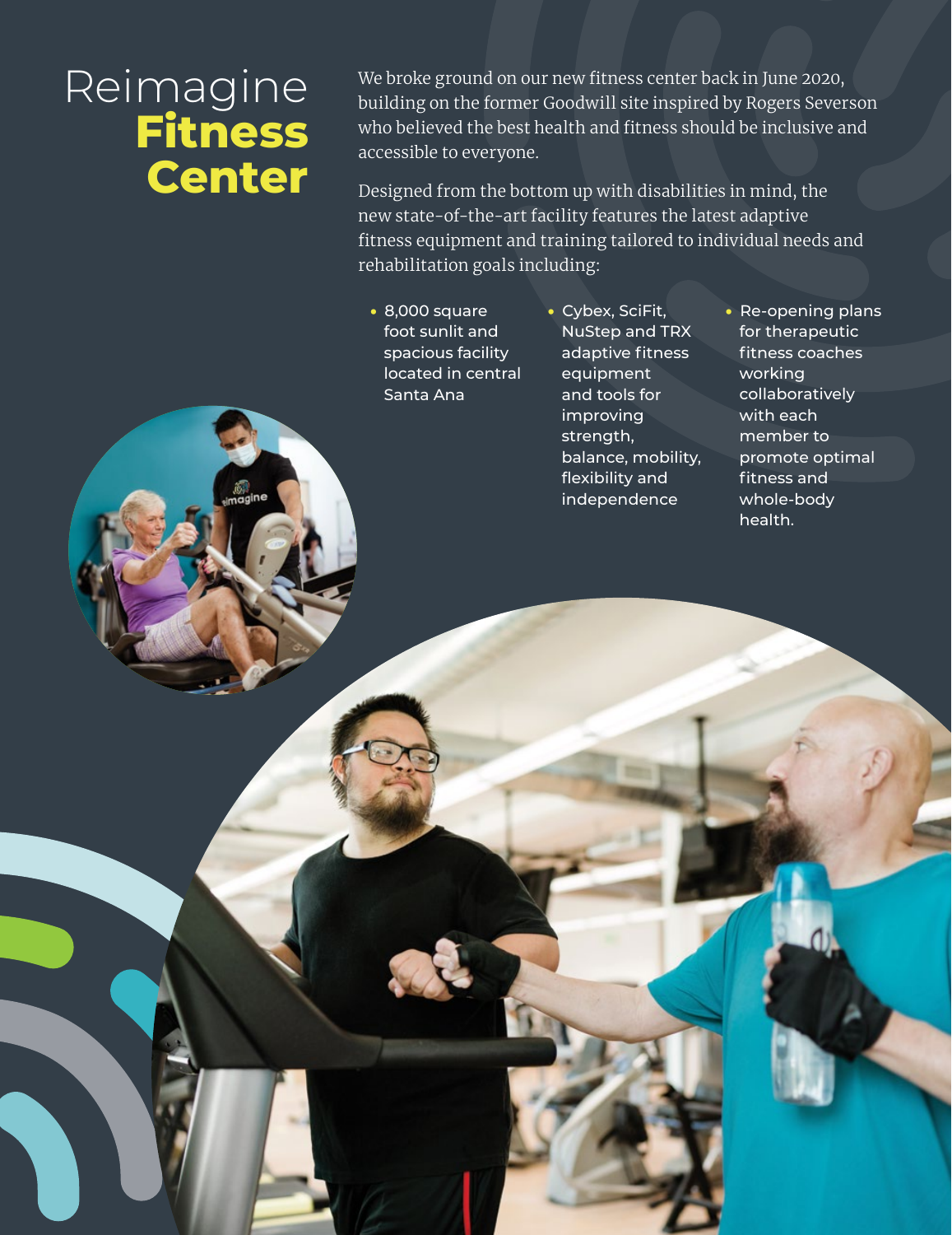# Reimagine **Fitness Center**

We broke ground on our new fitness center back in June 2020, building on the former Goodwill site inspired by Rogers Severson who believed the best health and fitness should be inclusive and accessible to everyone.

Designed from the bottom up with disabilities in mind, the new state-of-the-art facility features the latest adaptive fitness equipment and training tailored to individual needs and rehabilitation goals including:

- 8,000 square foot sunlit and spacious facility located in central Santa Ana
- Cybex, SciFit, NuStep and TRX adaptive fitness equipment and tools for improving strength, balance, mobility, flexibility and independence
- Re-opening plans for therapeutic fitness coaches working collaboratively with each member to promote optimal fitness and whole-body health.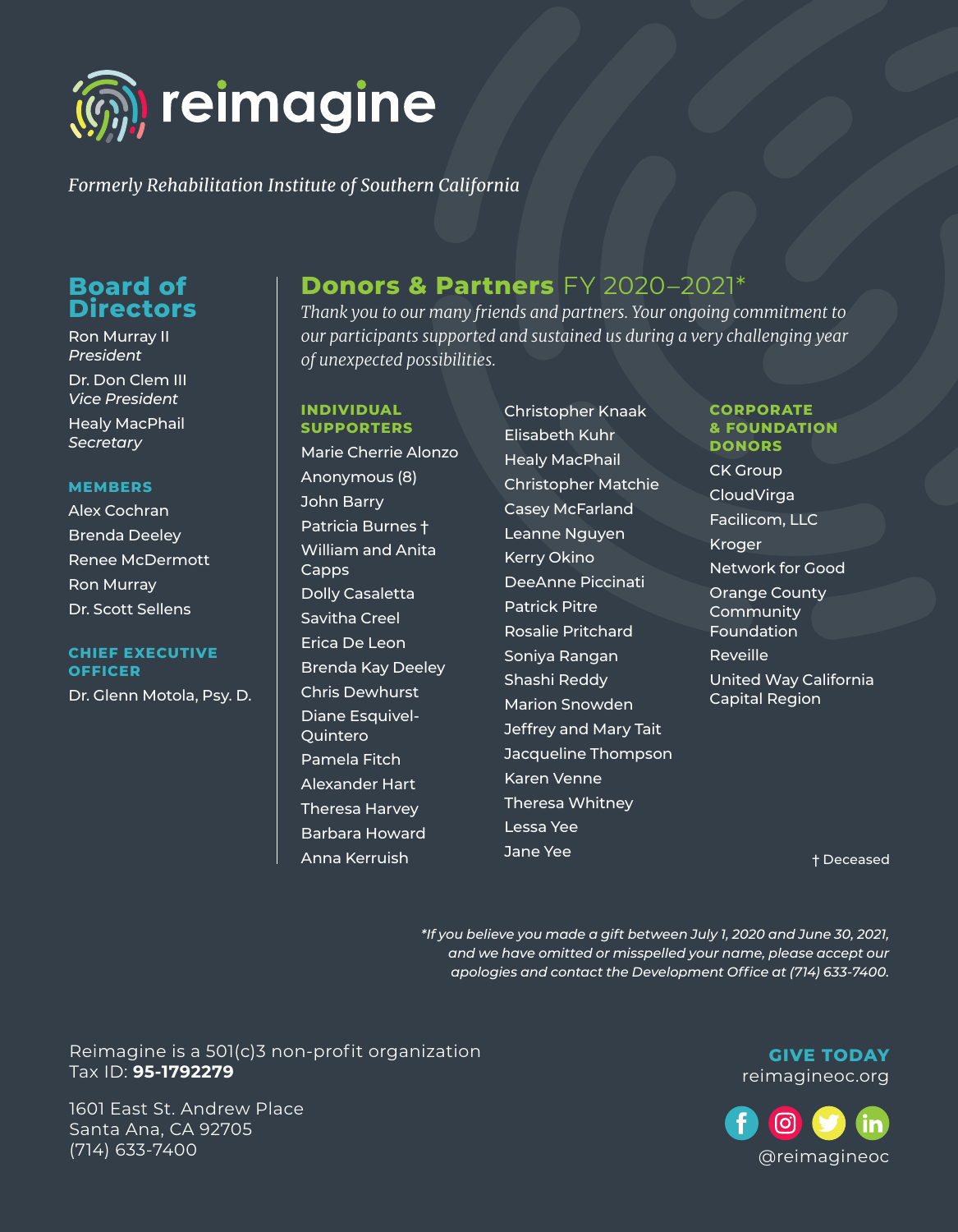# reimagine

*Formerly Rehabilitation Institute of Southern California*

## Board of Directors

Ron Murray II
*President*

Dr. Don Clem III
*Vice President*

Healy MacPhail
*Secretary*

### MEMBERS

Alex Cochran
Brenda Deeley
Renee McDermott
Ron Murray
Dr. Scott Sellens

### CHIEF EXECUTIVE OFFICER

Dr. Glenn Motola, Psy. D.

## Donors & Partners FY 2020–2021*

*Thank you to our many friends and partners. Your ongoing commitment to our participants supported and sustained us during a very challenging year of unexpected possibilities.*

### INDIVIDUAL SUPPORTERS

Marie Cherrie Alonzo
Anonymous (8)
John Barry
Patricia Burnes †
William and Anita Capps
Dolly Casaletta
Savitha Creel
Erica De Leon
Brenda Kay Deeley
Chris Dewhurst
Diane Esquivel-Quintero
Pamela Fitch
Alexander Hart
Theresa Harvey
Barbara Howard
Anna Kerruish
Christopher Knaak
Elisabeth Kuhr
Healy MacPhail
Christopher Matchie
Casey McFarland
Leanne Nguyen
Kerry Okino
DeeAnne Piccinati
Patrick Pitre
Rosalie Pritchard
Soniya Rangan
Shashi Reddy
Marion Snowden
Jeffrey and Mary Tait
Jacqueline Thompson
Karen Venne
Theresa Whitney
Lessa Yee
Jane Yee

### CORPORATE & FOUNDATION DONORS

CK Group
CloudVirga
Facilicom, LLC
Kroger
Network for Good
Orange County Community Foundation
Reveille
United Way California Capital Region

† Deceased

*\*If you believe you made a gift between July 1, 2020 and June 30, 2021, and we have omitted or misspelled your name, please accept our apologies and contact the Development Office at (714) 633-7400.*

Reimagine is a 501(c)3 non-profit organization
Tax ID: **95-1792279**

1601 East St. Andrew Place
Santa Ana, CA 92705
(714) 633-7400

**GIVE TODAY**
reimagineoc.org

@reimagineoc